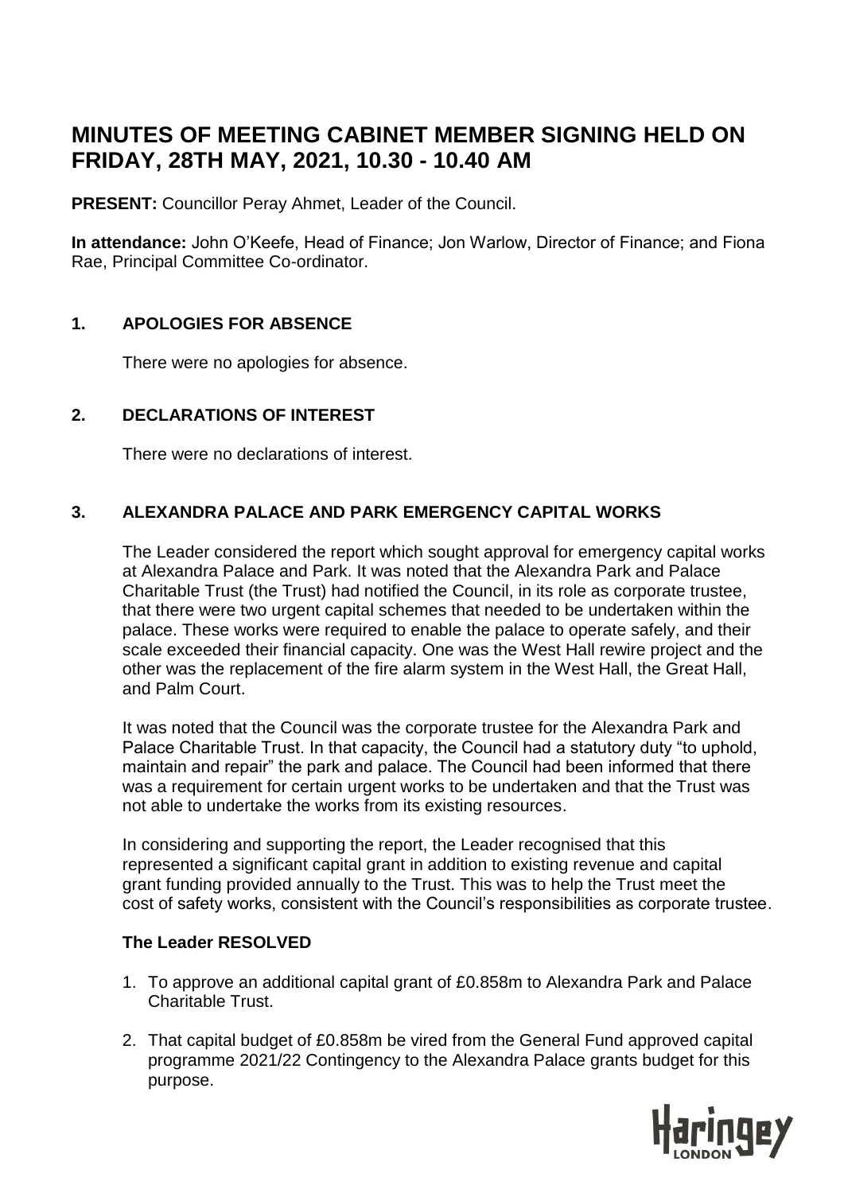# MINUTES OF MEETING CABINET MEMBER SIGNING HELD ON FRIDAY, 28TH MAY, 2021, 10.30 - 10.40 AM

**PRESENT:** Councillor Peray Ahmet, Leader of the Council.

**In attendance:** John O'Keefe, Head of Finance; Jon Warlow, Director of Finance; and Fiona Rae, Principal Committee Co-ordinator.

## 1. APOLOGIES FOR ABSENCE

There were no apologies for absence.

## 2. DECLARATIONS OF INTEREST

There were no declarations of interest.

## 3. ALEXANDRA PALACE AND PARK EMERGENCY CAPITAL WORKS

The Leader considered the report which sought approval for emergency capital works at Alexandra Palace and Park. It was noted that the Alexandra Park and Palace Charitable Trust (the Trust) had notified the Council, in its role as corporate trustee, that there were two urgent capital schemes that needed to be undertaken within the palace. These works were required to enable the palace to operate safely, and their scale exceeded their financial capacity. One was the West Hall rewire project and the other was the replacement of the fire alarm system in the West Hall, the Great Hall, and Palm Court.

It was noted that the Council was the corporate trustee for the Alexandra Park and Palace Charitable Trust. In that capacity, the Council had a statutory duty "to uphold, maintain and repair" the park and palace. The Council had been informed that there was a requirement for certain urgent works to be undertaken and that the Trust was not able to undertake the works from its existing resources.

In considering and supporting the report, the Leader recognised that this represented a significant capital grant in addition to existing revenue and capital grant funding provided annually to the Trust. This was to help the Trust meet the cost of safety works, consistent with the Council's responsibilities as corporate trustee.

**The Leader RESOLVED**

1. To approve an additional capital grant of £0.858m to Alexandra Park and Palace Charitable Trust.
2. That capital budget of £0.858m be vired from the General Fund approved capital programme 2021/22 Contingency to the Alexandra Palace grants budget for this purpose.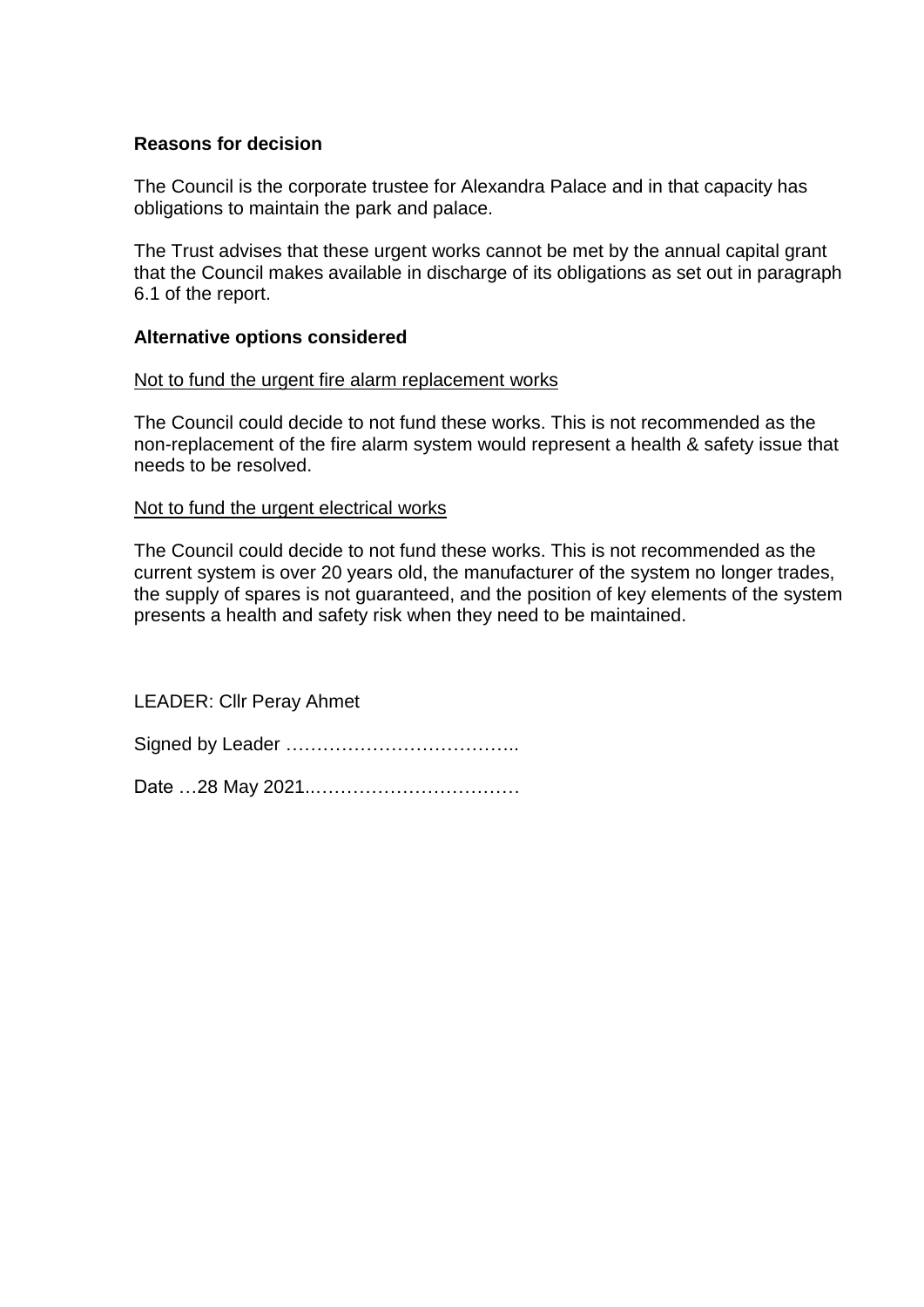**Reasons for decision**

The Council is the corporate trustee for Alexandra Palace and in that capacity has obligations to maintain the park and palace.

The Trust advises that these urgent works cannot be met by the annual capital grant that the Council makes available in discharge of its obligations as set out in paragraph 6.1 of the report.

**Alternative options considered**

Not to fund the urgent fire alarm replacement works

The Council could decide to not fund these works. This is not recommended as the non-replacement of the fire alarm system would represent a health & safety issue that needs to be resolved.

Not to fund the urgent electrical works

The Council could decide to not fund these works. This is not recommended as the current system is over 20 years old, the manufacturer of the system no longer trades, the supply of spares is not guaranteed, and the position of key elements of the system presents a health and safety risk when they need to be maintained.

LEADER: Cllr Peray Ahmet

Signed by Leader ………………………………..

Date …28 May 2021..……………………………